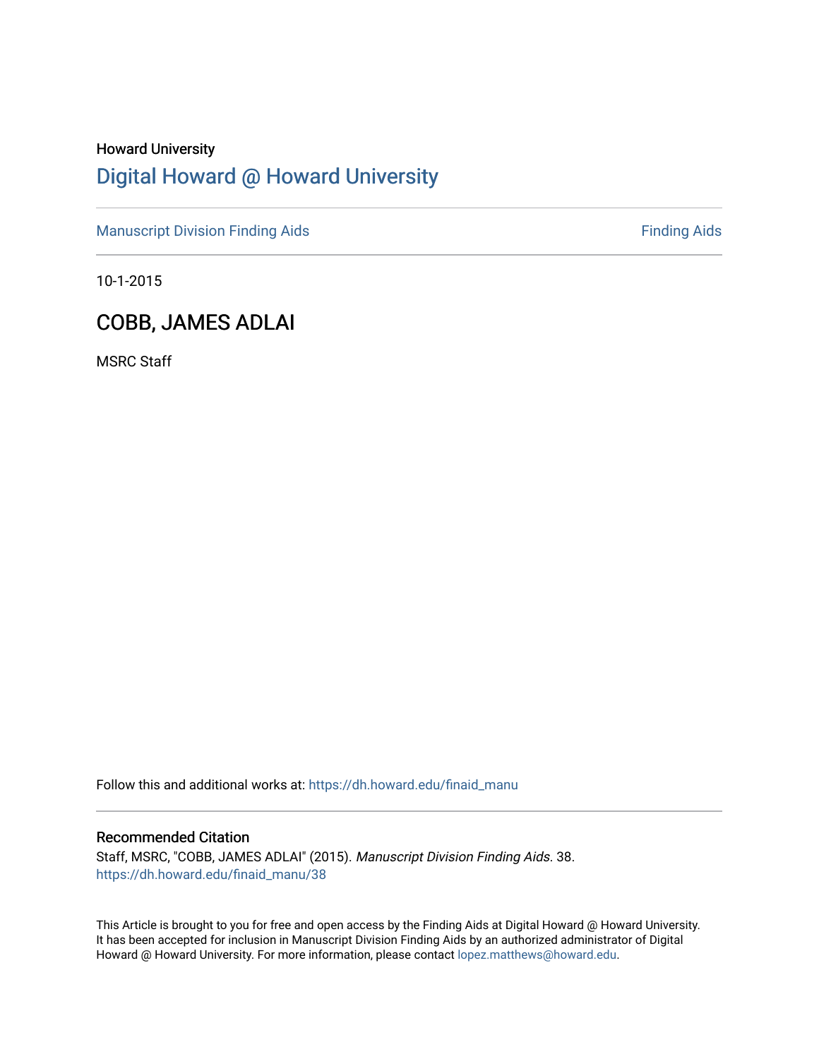Howard University

# Digital Howard @ Howard University

Manuscript Division Finding Aids

Finding Aids

10-1-2015

## COBB, JAMES ADLAI

MSRC Staff

Follow this and additional works at: https://dh.howard.edu/finaid_manu

### Recommended Citation

Staff, MSRC, "COBB, JAMES ADLAI" (2015). *Manuscript Division Finding Aids*. 38.
https://dh.howard.edu/finaid_manu/38

This Article is brought to you for free and open access by the Finding Aids at Digital Howard @ Howard University. It has been accepted for inclusion in Manuscript Division Finding Aids by an authorized administrator of Digital Howard @ Howard University. For more information, please contact lopez.matthews@howard.edu.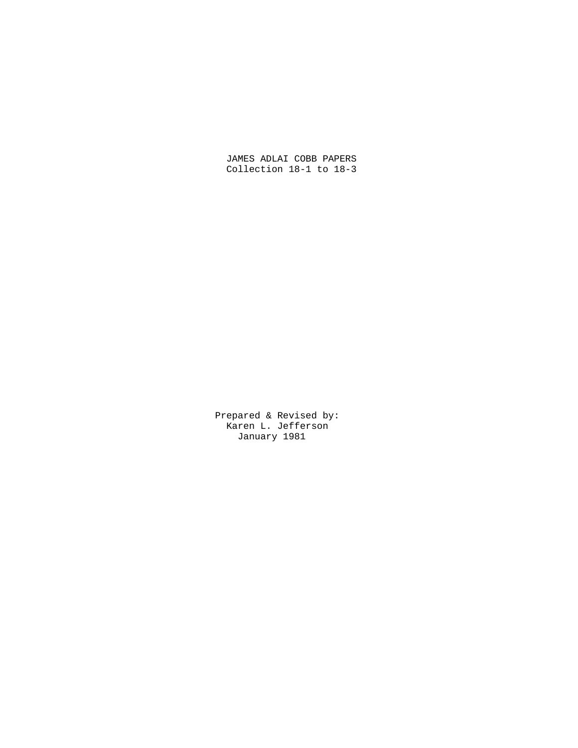# JAMES ADLAI COBB PAPERS

Collection 18-1 to 18-3

Prepared & Revised by:
Karen L. Jefferson
January 1981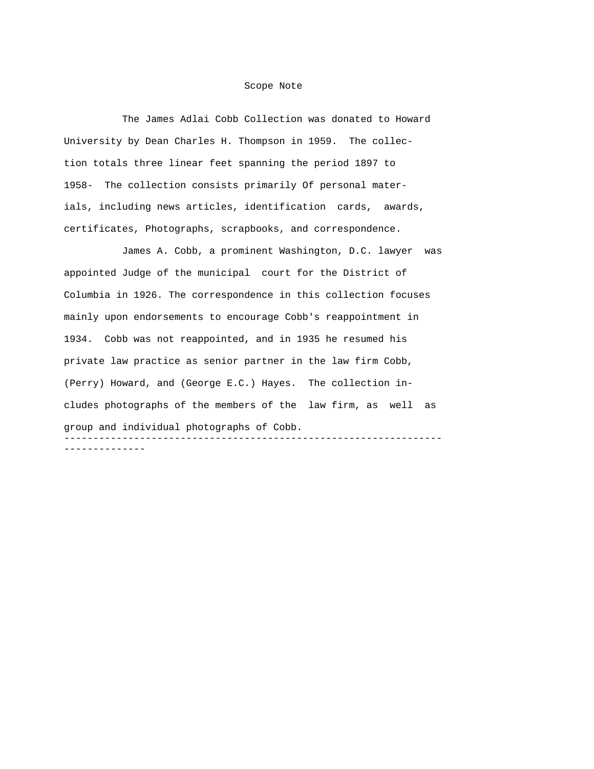# Scope Note

The James Adlai Cobb Collection was donated to Howard University by Dean Charles H. Thompson in 1959. The collection totals three linear feet spanning the period 1897 to 1958- The collection consists primarily Of personal materials, including news articles, identification cards, awards, certificates, Photographs, scrapbooks, and correspondence.

James A. Cobb, a prominent Washington, D.C. lawyer was appointed Judge of the municipal court for the District of Columbia in 1926. The correspondence in this collection focuses mainly upon endorsements to encourage Cobb's reappointment in 1934. Cobb was not reappointed, and in 1935 he resumed his private law practice as senior partner in the law firm Cobb, (Perry) Howard, and (George E.C.) Hayes. The collection includes photographs of the members of the law firm, as well as group and individual photographs of Cobb.

---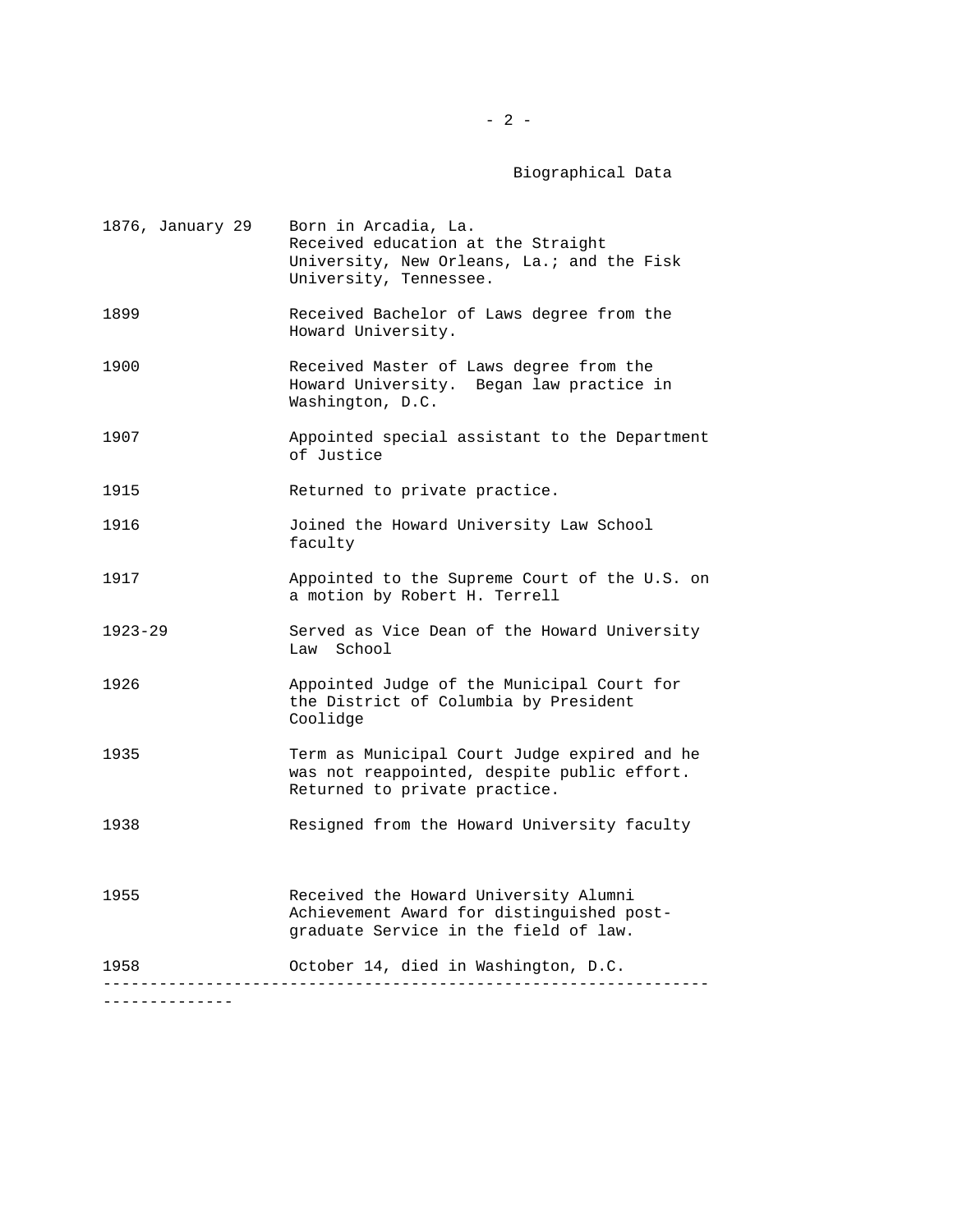## Biographical Data

| | |
|---|---|
| 1876, January 29 | Born in Arcadia, La. Received education at the Straight University, New Orleans, La.; and the Fisk University, Tennessee. |
| 1899 | Received Bachelor of Laws degree from the Howard University. |
| 1900 | Received Master of Laws degree from the Howard University. Began law practice in Washington, D.C. |
| 1907 | Appointed special assistant to the Department of Justice |
| 1915 | Returned to private practice. |
| 1916 | Joined the Howard University Law School faculty |
| 1917 | Appointed to the Supreme Court of the U.S. on a motion by Robert H. Terrell |
| 1923-29 | Served as Vice Dean of the Howard University Law School |
| 1926 | Appointed Judge of the Municipal Court for the District of Columbia by President Coolidge |
| 1935 | Term as Municipal Court Judge expired and he was not reappointed, despite public effort. Returned to private practice. |
| 1938 | Resigned from the Howard University faculty |
| 1955 | Received the Howard University Alumni Achievement Award for distinguished post-graduate Service in the field of law. |
| 1958 | October 14, died in Washington, D.C. |

---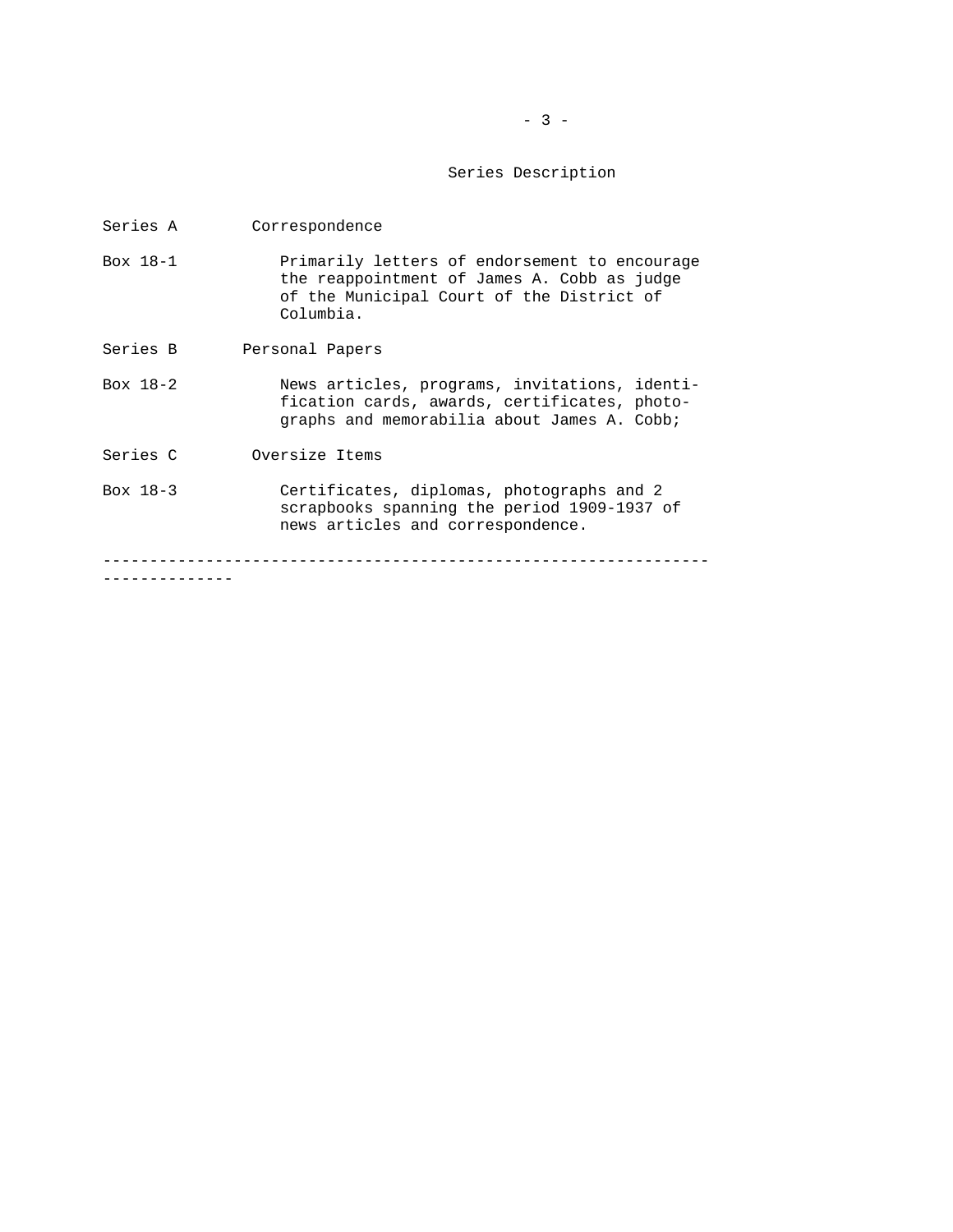## Series Description

**Series A** Correspondence

**Box 18-1** Primarily letters of endorsement to encourage the reappointment of James A. Cobb as judge of the Municipal Court of the District of Columbia.

**Series B** Personal Papers

**Box 18-2** News articles, programs, invitations, identification cards, awards, certificates, photographs and memorabilia about James A. Cobb;

**Series C** Oversize Items

**Box 18-3** Certificates, diplomas, photographs and 2 scrapbooks spanning the period 1909-1937 of news articles and correspondence.

---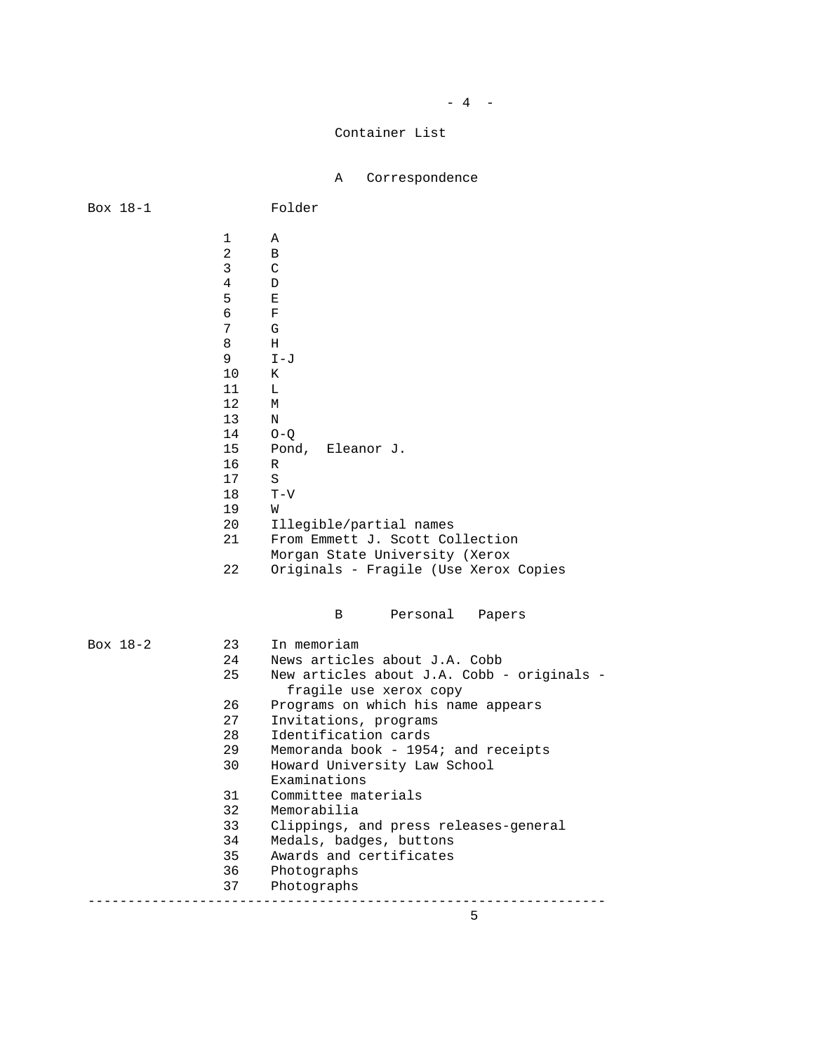## Container List

### A Correspondence

| Box | Folder | |
|---|---|---|
| Box 18-1 | | |
| | 1 | A |
| | 2 | B |
| | 3 | C |
| | 4 | D |
| | 5 | E |
| | 6 | F |
| | 7 | G |
| | 8 | H |
| | 9 | I-J |
| | 10 | K |
| | 11 | L |
| | 12 | M |
| | 13 | N |
| | 14 | O-Q |
| | 15 | Pond, Eleanor J. |
| | 16 | R |
| | 17 | S |
| | 18 | T-V |
| | 19 | W |
| | 20 | Illegible/partial names |
| | 21 | From Emmett J. Scott Collection Morgan State University (Xerox |
| | 22 | Originals - Fragile (Use Xerox Copies |

### B Personal Papers

| Box | Folder | |
|---|---|---|
| Box 18-2 | 23 | In memoriam |
| | 24 | News articles about J.A. Cobb |
| | 25 | New articles about J.A. Cobb - originals - fragile use xerox copy |
| | 26 | Programs on which his name appears |
| | 27 | Invitations, programs |
| | 28 | Identification cards |
| | 29 | Memoranda book - 1954; and receipts |
| | 30 | Howard University Law School Examinations |
| | 31 | Committee materials |
| | 32 | Memorabilia |
| | 33 | Clippings, and press releases-general |
| | 34 | Medals, badges, buttons |
| | 35 | Awards and certificates |
| | 36 | Photographs |
| | 37 | Photographs |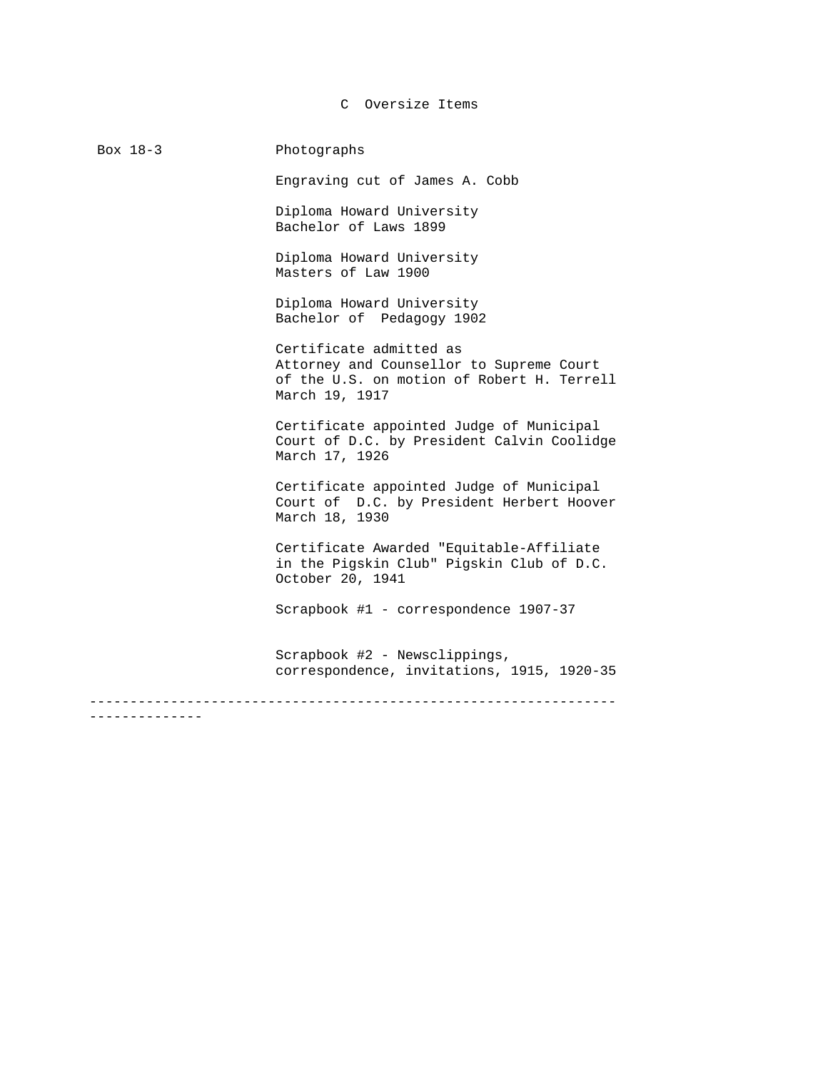## C  Oversize Items

| | |
|---|---|
| Box 18-3 | Photographs |
| | Engraving cut of James A. Cobb |
| | Diploma Howard University<br>Bachelor of Laws 1899 |
| | Diploma Howard University<br>Masters of Law 1900 |
| | Diploma Howard University<br>Bachelor of Pedagogy 1902 |
| | Certificate admitted as<br>Attorney and Counsellor to Supreme Court of the U.S. on motion of Robert H. Terrell<br>March 19, 1917 |
| | Certificate appointed Judge of Municipal Court of D.C. by President Calvin Coolidge<br>March 17, 1926 |
| | Certificate appointed Judge of Municipal Court of D.C. by President Herbert Hoover<br>March 18, 1930 |
| | Certificate Awarded "Equitable-Affiliate in the Pigskin Club" Pigskin Club of D.C.<br>October 20, 1941 |
| | Scrapbook #1 - correspondence 1907-37 |
| | Scrapbook #2 - Newsclippings, correspondence, invitations, 1915, 1920-35 |

---